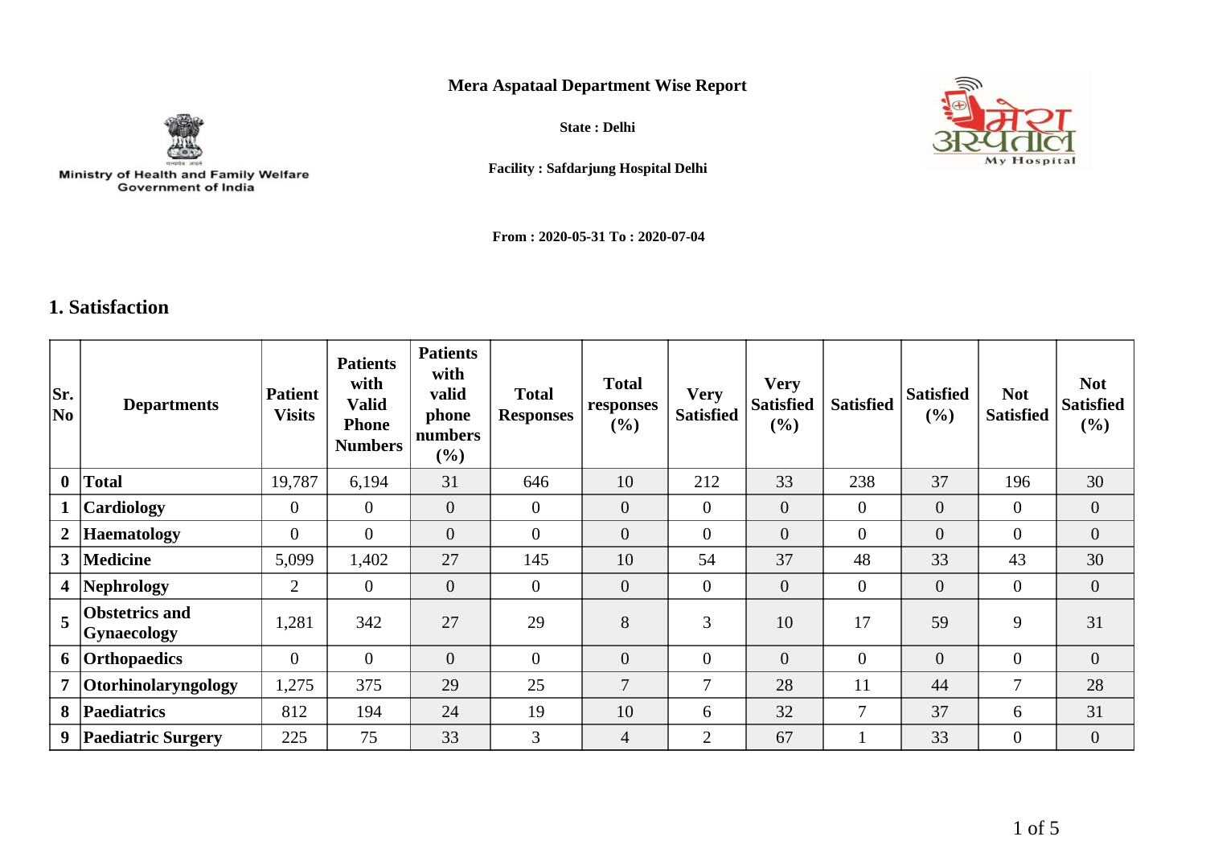Ministry of Health and Family Welfare
Government of India

**Mera Aspataal Department Wise Report**

**State : Delhi**

**Facility : Safdarjung Hospital Delhi**

**From : 2020-05-31 To : 2020-07-04**

## 1. Satisfaction

| Sr. No | Departments | Patient Visits | Patients with Valid Phone Numbers | Patients with valid phone numbers (%) | Total Responses | Total responses (%) | Very Satisfied | Very Satisfied (%) | Satisfied | Satisfied (%) | Not Satisfied | Not Satisfied (%) |
|---|---|---|---|---|---|---|---|---|---|---|---|---|
| **0** | **Total** | 19,787 | 6,194 | 31 | 646 | 10 | 212 | 33 | 238 | 37 | 196 | 30 |
| **1** | **Cardiology** | 0 | 0 | 0 | 0 | 0 | 0 | 0 | 0 | 0 | 0 | 0 |
| **2** | **Haematology** | 0 | 0 | 0 | 0 | 0 | 0 | 0 | 0 | 0 | 0 | 0 |
| **3** | **Medicine** | 5,099 | 1,402 | 27 | 145 | 10 | 54 | 37 | 48 | 33 | 43 | 30 |
| **4** | **Nephrology** | 2 | 0 | 0 | 0 | 0 | 0 | 0 | 0 | 0 | 0 | 0 |
| **5** | **Obstetrics and Gynaecology** | 1,281 | 342 | 27 | 29 | 8 | 3 | 10 | 17 | 59 | 9 | 31 |
| **6** | **Orthopaedics** | 0 | 0 | 0 | 0 | 0 | 0 | 0 | 0 | 0 | 0 | 0 |
| **7** | **Otorhinolaryngology** | 1,275 | 375 | 29 | 25 | 7 | 7 | 28 | 11 | 44 | 7 | 28 |
| **8** | **Paediatrics** | 812 | 194 | 24 | 19 | 10 | 6 | 32 | 7 | 37 | 6 | 31 |
| **9** | **Paediatric Surgery** | 225 | 75 | 33 | 3 | 4 | 2 | 67 | 1 | 33 | 0 | 0 |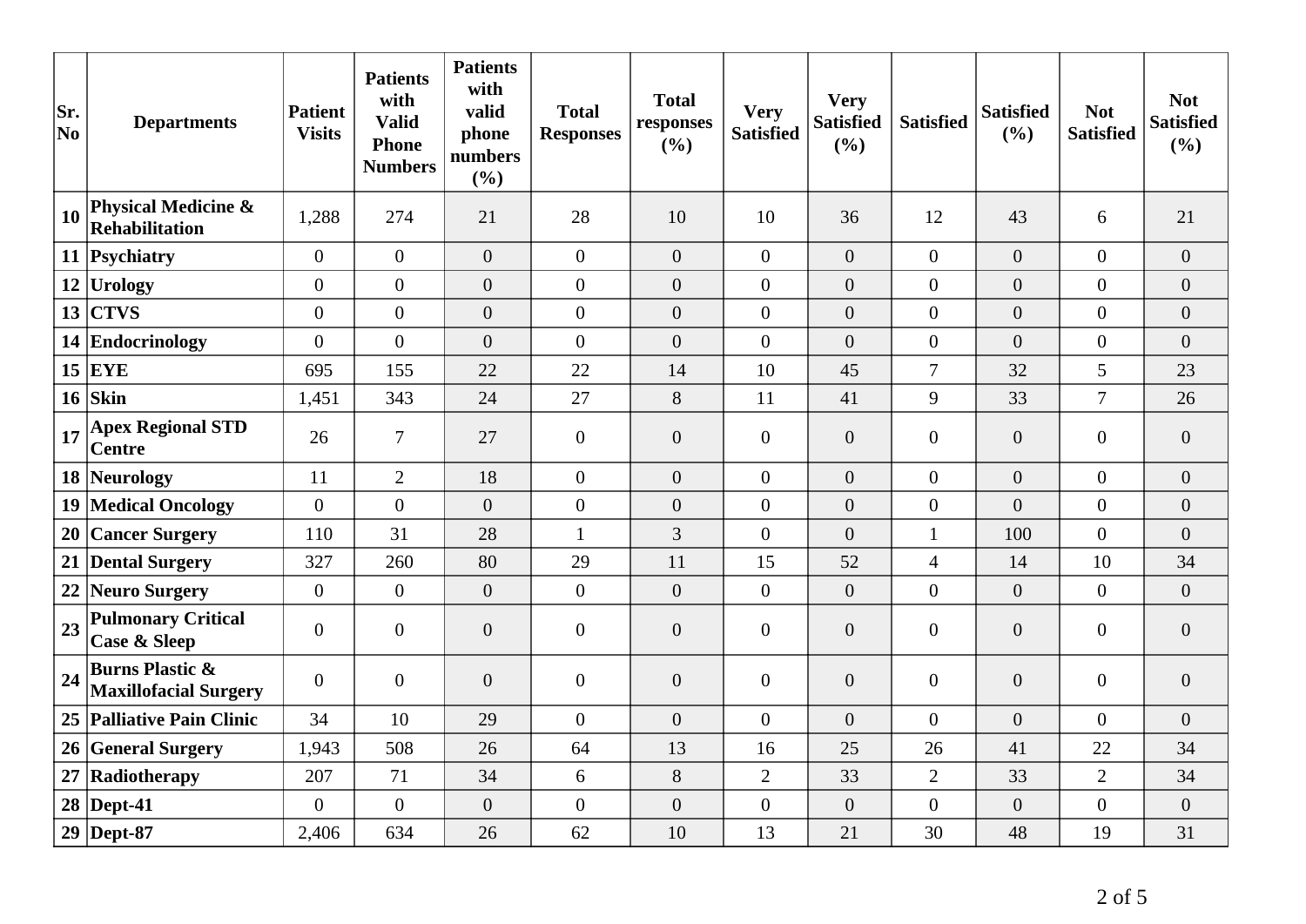| Sr. No | Departments | Patient Visits | Patients with Valid Phone Numbers | Patients with valid phone numbers (%) | Total Responses | Total responses (%) | Very Satisfied | Very Satisfied (%) | Satisfied | Satisfied (%) | Not Satisfied | Not Satisfied (%) |
|---|---|---|---|---|---|---|---|---|---|---|---|---|
| 10 | Physical Medicine & Rehabilitation | 1,288 | 274 | 21 | 28 | 10 | 10 | 36 | 12 | 43 | 6 | 21 |
| 11 | Psychiatry | 0 | 0 | 0 | 0 | 0 | 0 | 0 | 0 | 0 | 0 | 0 |
| 12 | Urology | 0 | 0 | 0 | 0 | 0 | 0 | 0 | 0 | 0 | 0 | 0 |
| 13 | CTVS | 0 | 0 | 0 | 0 | 0 | 0 | 0 | 0 | 0 | 0 | 0 |
| 14 | Endocrinology | 0 | 0 | 0 | 0 | 0 | 0 | 0 | 0 | 0 | 0 | 0 |
| 15 | EYE | 695 | 155 | 22 | 22 | 14 | 10 | 45 | 7 | 32 | 5 | 23 |
| 16 | Skin | 1,451 | 343 | 24 | 27 | 8 | 11 | 41 | 9 | 33 | 7 | 26 |
| 17 | Apex Regional STD Centre | 26 | 7 | 27 | 0 | 0 | 0 | 0 | 0 | 0 | 0 | 0 |
| 18 | Neurology | 11 | 2 | 18 | 0 | 0 | 0 | 0 | 0 | 0 | 0 | 0 |
| 19 | Medical Oncology | 0 | 0 | 0 | 0 | 0 | 0 | 0 | 0 | 0 | 0 | 0 |
| 20 | Cancer Surgery | 110 | 31 | 28 | 1 | 3 | 0 | 0 | 1 | 100 | 0 | 0 |
| 21 | Dental Surgery | 327 | 260 | 80 | 29 | 11 | 15 | 52 | 4 | 14 | 10 | 34 |
| 22 | Neuro Surgery | 0 | 0 | 0 | 0 | 0 | 0 | 0 | 0 | 0 | 0 | 0 |
| 23 | Pulmonary Critical Case & Sleep | 0 | 0 | 0 | 0 | 0 | 0 | 0 | 0 | 0 | 0 | 0 |
| 24 | Burns Plastic & Maxillofacial Surgery | 0 | 0 | 0 | 0 | 0 | 0 | 0 | 0 | 0 | 0 | 0 |
| 25 | Palliative Pain Clinic | 34 | 10 | 29 | 0 | 0 | 0 | 0 | 0 | 0 | 0 | 0 |
| 26 | General Surgery | 1,943 | 508 | 26 | 64 | 13 | 16 | 25 | 26 | 41 | 22 | 34 |
| 27 | Radiotherapy | 207 | 71 | 34 | 6 | 8 | 2 | 33 | 2 | 33 | 2 | 34 |
| 28 | Dept-41 | 0 | 0 | 0 | 0 | 0 | 0 | 0 | 0 | 0 | 0 | 0 |
| 29 | Dept-87 | 2,406 | 634 | 26 | 62 | 10 | 13 | 21 | 30 | 48 | 19 | 31 |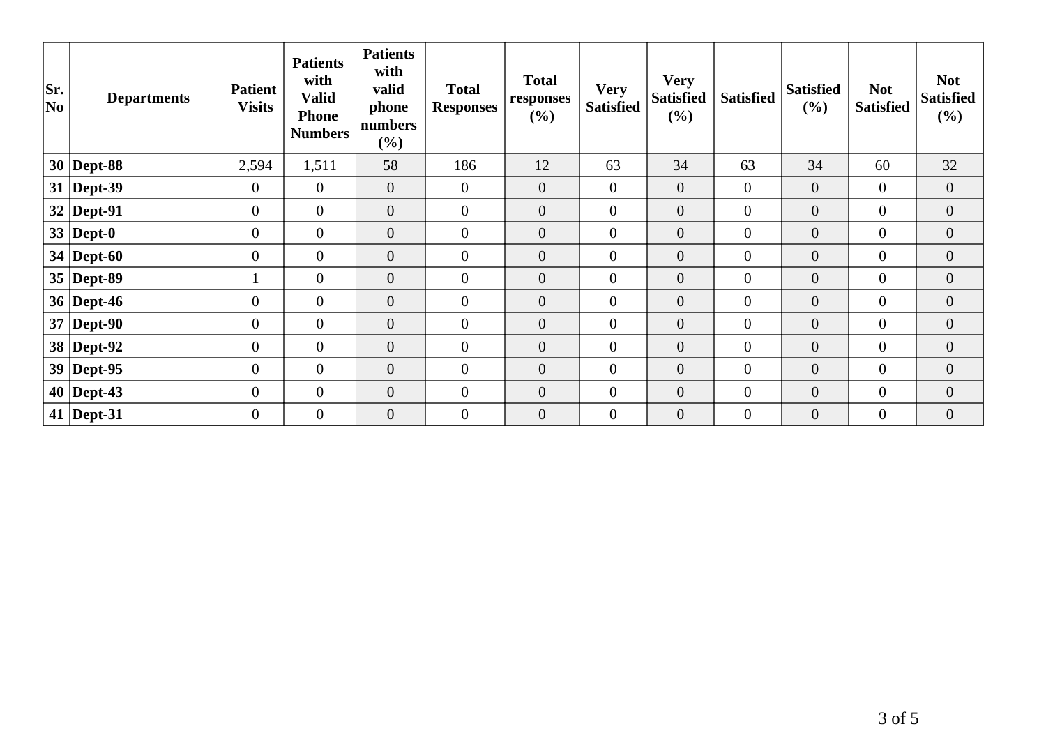| Sr. No | Departments | Patient Visits | Patients with Valid Phone Numbers | Patients with valid phone numbers (%) | Total Responses | Total responses (%) | Very Satisfied | Very Satisfied (%) | Satisfied | Satisfied (%) | Not Satisfied | Not Satisfied (%) |
|---|---|---|---|---|---|---|---|---|---|---|---|---|
| **30** | **Dept-88** | 2,594 | 1,511 | 58 | 186 | 12 | 63 | 34 | 63 | 34 | 60 | 32 |
| **31** | **Dept-39** | 0 | 0 | 0 | 0 | 0 | 0 | 0 | 0 | 0 | 0 | 0 |
| **32** | **Dept-91** | 0 | 0 | 0 | 0 | 0 | 0 | 0 | 0 | 0 | 0 | 0 |
| **33** | **Dept-0** | 0 | 0 | 0 | 0 | 0 | 0 | 0 | 0 | 0 | 0 | 0 |
| **34** | **Dept-60** | 0 | 0 | 0 | 0 | 0 | 0 | 0 | 0 | 0 | 0 | 0 |
| **35** | **Dept-89** | 1 | 0 | 0 | 0 | 0 | 0 | 0 | 0 | 0 | 0 | 0 |
| **36** | **Dept-46** | 0 | 0 | 0 | 0 | 0 | 0 | 0 | 0 | 0 | 0 | 0 |
| **37** | **Dept-90** | 0 | 0 | 0 | 0 | 0 | 0 | 0 | 0 | 0 | 0 | 0 |
| **38** | **Dept-92** | 0 | 0 | 0 | 0 | 0 | 0 | 0 | 0 | 0 | 0 | 0 |
| **39** | **Dept-95** | 0 | 0 | 0 | 0 | 0 | 0 | 0 | 0 | 0 | 0 | 0 |
| **40** | **Dept-43** | 0 | 0 | 0 | 0 | 0 | 0 | 0 | 0 | 0 | 0 | 0 |
| **41** | **Dept-31** | 0 | 0 | 0 | 0 | 0 | 0 | 0 | 0 | 0 | 0 | 0 |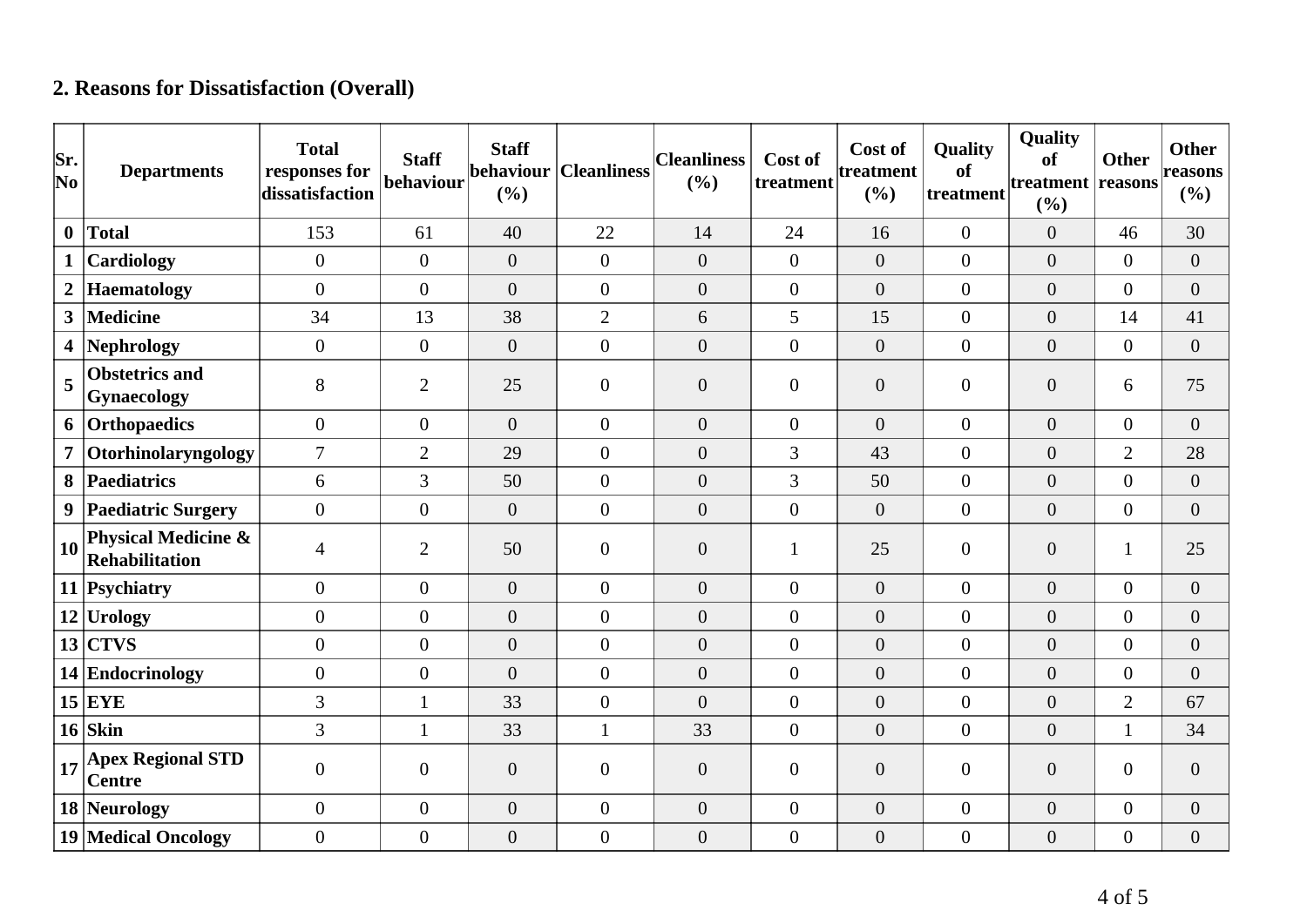## 2. Reasons for Dissatisfaction (Overall)

| Sr. No | Departments | Total responses for dissatisfaction | Staff behaviour | Staff behaviour (%) | Cleanliness | Cleanliness (%) | Cost of treatment | Cost of treatment (%) | Quality of treatment | Quality of treatment (%) | Other reasons | Other reasons (%) |
|---|---|---|---|---|---|---|---|---|---|---|---|---|
| **0** | **Total** | 153 | 61 | 40 | 22 | 14 | 24 | 16 | 0 | 0 | 46 | 30 |
| **1** | **Cardiology** | 0 | 0 | 0 | 0 | 0 | 0 | 0 | 0 | 0 | 0 | 0 |
| **2** | **Haematology** | 0 | 0 | 0 | 0 | 0 | 0 | 0 | 0 | 0 | 0 | 0 |
| **3** | **Medicine** | 34 | 13 | 38 | 2 | 6 | 5 | 15 | 0 | 0 | 14 | 41 |
| **4** | **Nephrology** | 0 | 0 | 0 | 0 | 0 | 0 | 0 | 0 | 0 | 0 | 0 |
| **5** | **Obstetrics and Gynaecology** | 8 | 2 | 25 | 0 | 0 | 0 | 0 | 0 | 0 | 6 | 75 |
| **6** | **Orthopaedics** | 0 | 0 | 0 | 0 | 0 | 0 | 0 | 0 | 0 | 0 | 0 |
| **7** | **Otorhinolaryngology** | 7 | 2 | 29 | 0 | 0 | 3 | 43 | 0 | 0 | 2 | 28 |
| **8** | **Paediatrics** | 6 | 3 | 50 | 0 | 0 | 3 | 50 | 0 | 0 | 0 | 0 |
| **9** | **Paediatric Surgery** | 0 | 0 | 0 | 0 | 0 | 0 | 0 | 0 | 0 | 0 | 0 |
| **10** | **Physical Medicine & Rehabilitation** | 4 | 2 | 50 | 0 | 0 | 1 | 25 | 0 | 0 | 1 | 25 |
| **11** | **Psychiatry** | 0 | 0 | 0 | 0 | 0 | 0 | 0 | 0 | 0 | 0 | 0 |
| **12** | **Urology** | 0 | 0 | 0 | 0 | 0 | 0 | 0 | 0 | 0 | 0 | 0 |
| **13** | **CTVS** | 0 | 0 | 0 | 0 | 0 | 0 | 0 | 0 | 0 | 0 | 0 |
| **14** | **Endocrinology** | 0 | 0 | 0 | 0 | 0 | 0 | 0 | 0 | 0 | 0 | 0 |
| **15** | **EYE** | 3 | 1 | 33 | 0 | 0 | 0 | 0 | 0 | 0 | 2 | 67 |
| **16** | **Skin** | 3 | 1 | 33 | 1 | 33 | 0 | 0 | 0 | 0 | 1 | 34 |
| **17** | **Apex Regional STD Centre** | 0 | 0 | 0 | 0 | 0 | 0 | 0 | 0 | 0 | 0 | 0 |
| **18** | **Neurology** | 0 | 0 | 0 | 0 | 0 | 0 | 0 | 0 | 0 | 0 | 0 |
| **19** | **Medical Oncology** | 0 | 0 | 0 | 0 | 0 | 0 | 0 | 0 | 0 | 0 | 0 |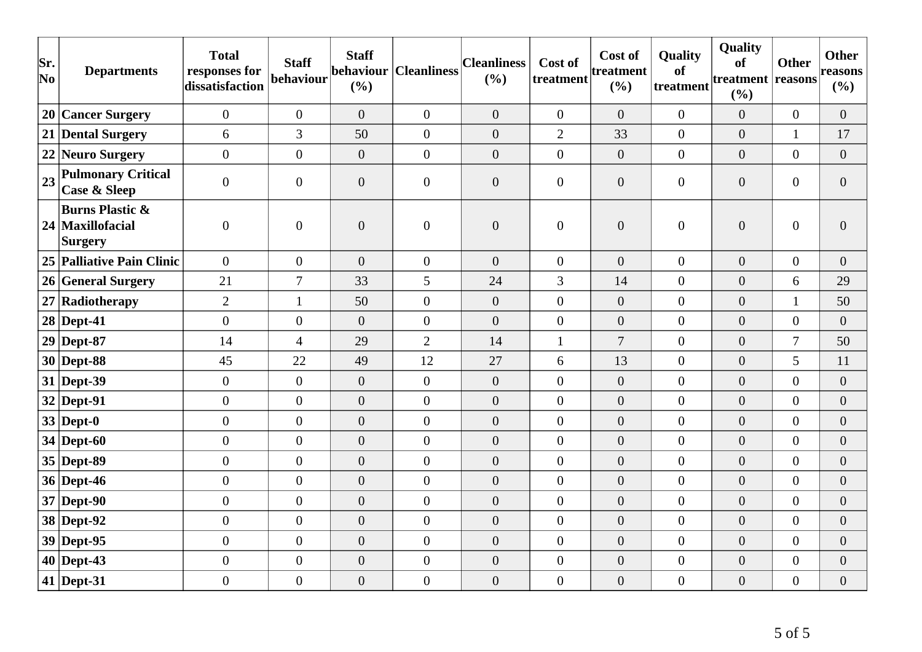| Sr. No | Departments | Total responses for dissatisfaction | Staff behaviour | Staff behaviour (%) | Cleanliness | Cleanliness (%) | Cost of treatment | Cost of treatment (%) | Quality of treatment | Quality of treatment (%) | Other reasons | Other reasons (%) |
|---|---|---|---|---|---|---|---|---|---|---|---|---|
| 20 | Cancer Surgery | 0 | 0 | 0 | 0 | 0 | 0 | 0 | 0 | 0 | 0 | 0 |
| 21 | Dental Surgery | 6 | 3 | 50 | 0 | 0 | 2 | 33 | 0 | 0 | 1 | 17 |
| 22 | Neuro Surgery | 0 | 0 | 0 | 0 | 0 | 0 | 0 | 0 | 0 | 0 | 0 |
| 23 | Pulmonary Critical Case & Sleep | 0 | 0 | 0 | 0 | 0 | 0 | 0 | 0 | 0 | 0 | 0 |
| 24 | Burns Plastic & Maxillofacial Surgery | 0 | 0 | 0 | 0 | 0 | 0 | 0 | 0 | 0 | 0 | 0 |
| 25 | Palliative Pain Clinic | 0 | 0 | 0 | 0 | 0 | 0 | 0 | 0 | 0 | 0 | 0 |
| 26 | General Surgery | 21 | 7 | 33 | 5 | 24 | 3 | 14 | 0 | 0 | 6 | 29 |
| 27 | Radiotherapy | 2 | 1 | 50 | 0 | 0 | 0 | 0 | 0 | 0 | 1 | 50 |
| 28 | Dept-41 | 0 | 0 | 0 | 0 | 0 | 0 | 0 | 0 | 0 | 0 | 0 |
| 29 | Dept-87 | 14 | 4 | 29 | 2 | 14 | 1 | 7 | 0 | 0 | 7 | 50 |
| 30 | Dept-88 | 45 | 22 | 49 | 12 | 27 | 6 | 13 | 0 | 0 | 5 | 11 |
| 31 | Dept-39 | 0 | 0 | 0 | 0 | 0 | 0 | 0 | 0 | 0 | 0 | 0 |
| 32 | Dept-91 | 0 | 0 | 0 | 0 | 0 | 0 | 0 | 0 | 0 | 0 | 0 |
| 33 | Dept-0 | 0 | 0 | 0 | 0 | 0 | 0 | 0 | 0 | 0 | 0 | 0 |
| 34 | Dept-60 | 0 | 0 | 0 | 0 | 0 | 0 | 0 | 0 | 0 | 0 | 0 |
| 35 | Dept-89 | 0 | 0 | 0 | 0 | 0 | 0 | 0 | 0 | 0 | 0 | 0 |
| 36 | Dept-46 | 0 | 0 | 0 | 0 | 0 | 0 | 0 | 0 | 0 | 0 | 0 |
| 37 | Dept-90 | 0 | 0 | 0 | 0 | 0 | 0 | 0 | 0 | 0 | 0 | 0 |
| 38 | Dept-92 | 0 | 0 | 0 | 0 | 0 | 0 | 0 | 0 | 0 | 0 | 0 |
| 39 | Dept-95 | 0 | 0 | 0 | 0 | 0 | 0 | 0 | 0 | 0 | 0 | 0 |
| 40 | Dept-43 | 0 | 0 | 0 | 0 | 0 | 0 | 0 | 0 | 0 | 0 | 0 |
| 41 | Dept-31 | 0 | 0 | 0 | 0 | 0 | 0 | 0 | 0 | 0 | 0 | 0 |